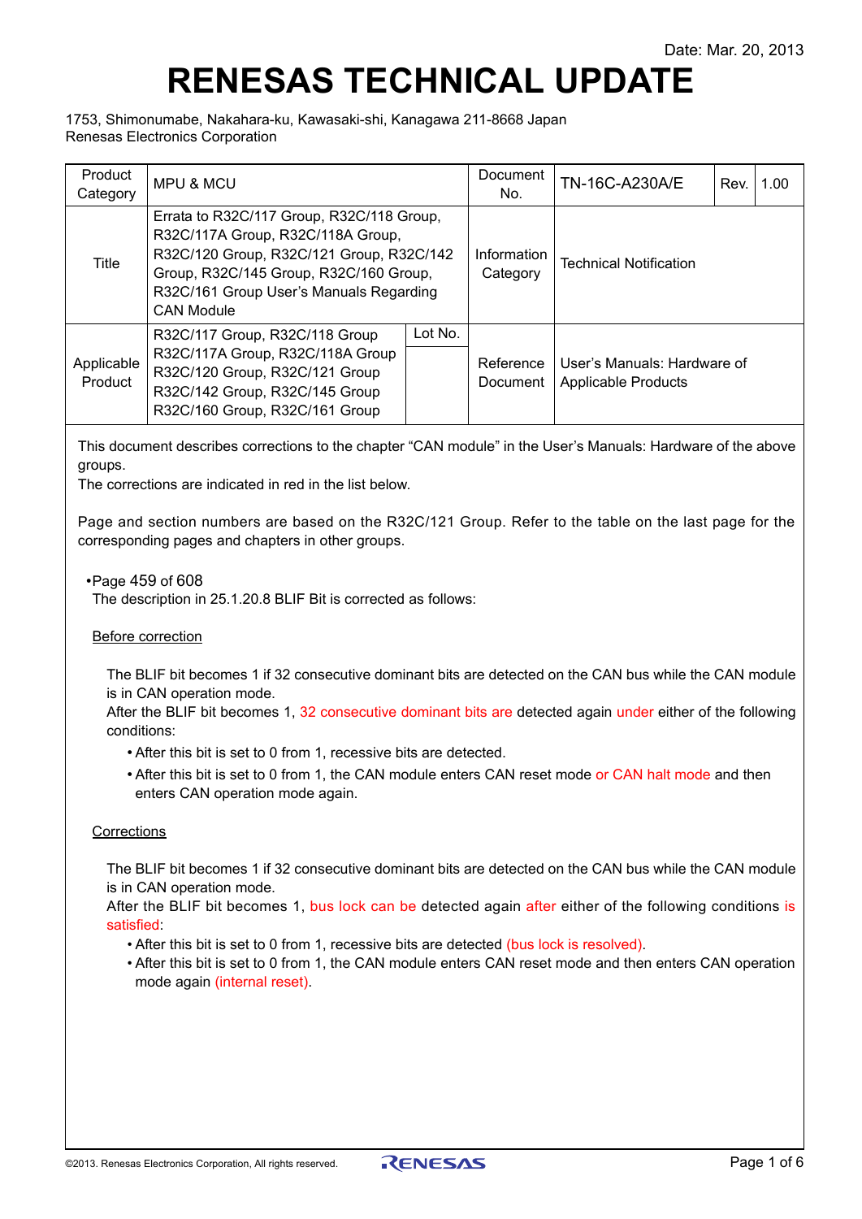Date: Mar. 20, 2013

# RENESAS TECHNICAL UPDATE

1753, Shimonumabe, Nakahara-ku, Kawasaki-shi, Kanagawa 211-8668 Japan
Renesas Electronics Corporation

| | | | | | |
|---|---|---|---|---|---|
| Product Category | MPU & MCU | | Document No. | TN-16C-A230A/E | Rev. 1.00 |
| Title | Errata to R32C/117 Group, R32C/118 Group, R32C/117A Group, R32C/118A Group, R32C/120 Group, R32C/121 Group, R32C/142 Group, R32C/145 Group, R32C/160 Group, R32C/161 Group User's Manuals Regarding CAN Module | | Information Category | Technical Notification | |
| Applicable Product | R32C/117 Group, R32C/118 Group<br>R32C/117A Group, R32C/118A Group<br>R32C/120 Group, R32C/121 Group<br>R32C/142 Group, R32C/145 Group<br>R32C/160 Group, R32C/161 Group | Lot No. | Reference Document | User's Manuals: Hardware of Applicable Products | |

This document describes corrections to the chapter "CAN module" in the User's Manuals: Hardware of the above groups.
The corrections are indicated in red in the list below.

Page and section numbers are based on the R32C/121 Group. Refer to the table on the last page for the corresponding pages and chapters in other groups.

- Page 459 of 608

The description in 25.1.20.8 BLIF Bit is corrected as follows:

Before correction

The BLIF bit becomes 1 if 32 consecutive dominant bits are detected on the CAN bus while the CAN module is in CAN operation mode.
After the BLIF bit becomes 1, 32 consecutive dominant bits are detected again under either of the following conditions:

- After this bit is set to 0 from 1, recessive bits are detected.
- After this bit is set to 0 from 1, the CAN module enters CAN reset mode or CAN halt mode and then enters CAN operation mode again.

Corrections

The BLIF bit becomes 1 if 32 consecutive dominant bits are detected on the CAN bus while the CAN module is in CAN operation mode.
After the BLIF bit becomes 1, bus lock can be detected again after either of the following conditions is satisfied:

- After this bit is set to 0 from 1, recessive bits are detected (bus lock is resolved).
- After this bit is set to 0 from 1, the CAN module enters CAN reset mode and then enters CAN operation mode again (internal reset).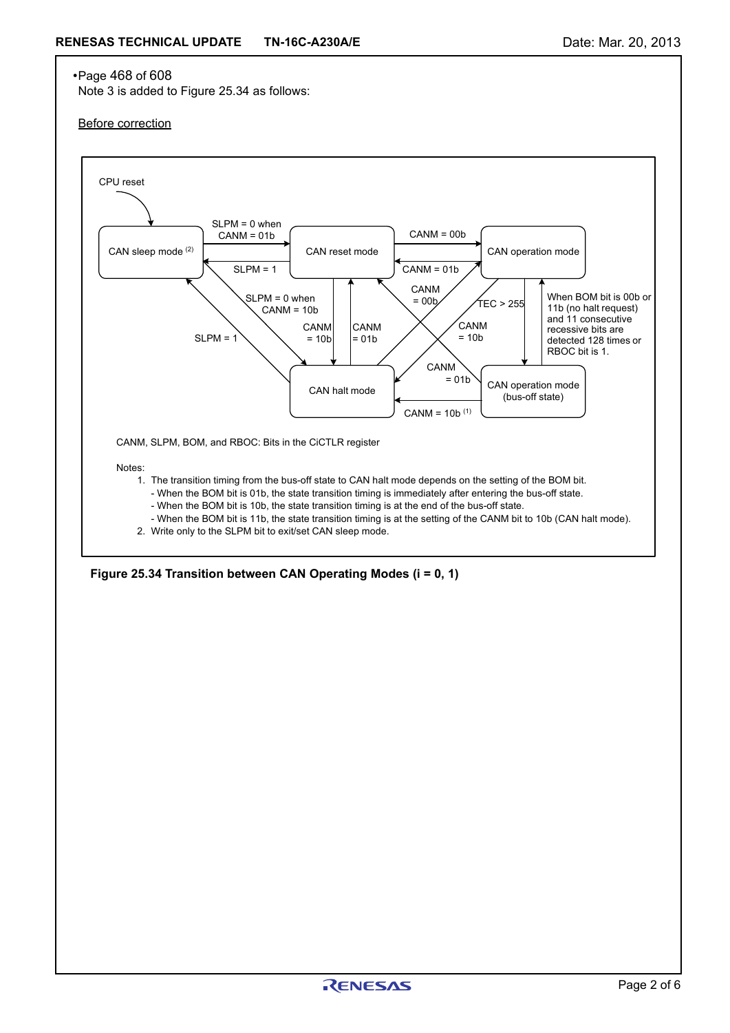•Page 468 of 608
Note 3 is added to Figure 25.34 as follows:

Before correction

CPU reset

CAN sleep mode (2)

SLPM = 0 when CANM = 01b

SLPM = 1

CAN reset mode

CANM = 00b

CANM = 01b

CAN operation mode

SLPM = 0 when CANM = 10b

CANM = 00b

TEC > 255

When BOM bit is 00b or 11b (no halt request) and 11 consecutive recessive bits are detected 128 times or RBOC bit is 1.

SLPM = 1

CANM = 10b

CANM = 01b

CANM = 10b

CANM = 01b

CAN halt mode

CAN operation mode (bus-off state)

CANM = 10b (1)

CANM, SLPM, BOM, and RBOC: Bits in the CiCTLR register

Notes:

1. The transition timing from the bus-off state to CAN halt mode depends on the setting of the BOM bit.
   - When the BOM bit is 01b, the state transition timing is immediately after entering the bus-off state.
   - When the BOM bit is 10b, the state transition timing is at the end of the bus-off state.
   - When the BOM bit is 11b, the state transition timing is at the setting of the CANM bit to 10b (CAN halt mode).
2. Write only to the SLPM bit to exit/set CAN sleep mode.

**Figure 25.34 Transition between CAN Operating Modes (i = 0, 1)**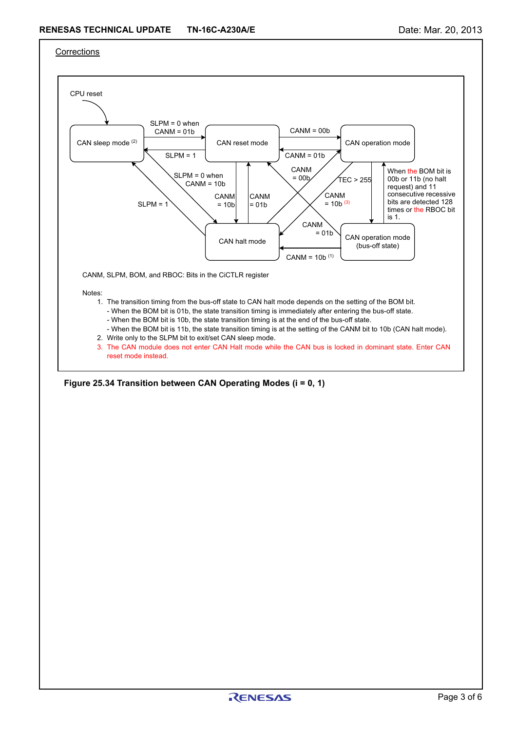Corrections

CPU reset

CAN sleep mode [2]

CAN reset mode

CAN operation mode

CAN halt mode

CAN operation mode (bus-off state)

SLPM = 0 when CANM = 01b

SLPM = 1

CANM = 00b

CANM = 01b

SLPM = 0 when CANM = 10b

SLPM = 1

CANM = 10b

CANM = 01b

CANM = 00b

TEC > 255

CANM = 10b [3]

CANM = 01b

CANM = 10b [1]

When the BOM bit is 00b or 11b (no halt request) and 11 consecutive recessive bits are detected 128 times or the RBOC bit is 1.

CANM, SLPM, BOM, and RBOC: Bits in the CiCTLR register

Notes:

1. The transition timing from the bus-off state to CAN halt mode depends on the setting of the BOM bit.
   - When the BOM bit is 01b, the state transition timing is immediately after entering the bus-off state.
   - When the BOM bit is 10b, the state transition timing is at the end of the bus-off state.
   - When the BOM bit is 11b, the state transition timing is at the setting of the CANM bit to 10b (CAN halt mode).
2. Write only to the SLPM bit to exit/set CAN sleep mode.
3. The CAN module does not enter CAN Halt mode while the CAN bus is locked in dominant state. Enter CAN reset mode instead.

**Figure 25.34 Transition between CAN Operating Modes (i = 0, 1)**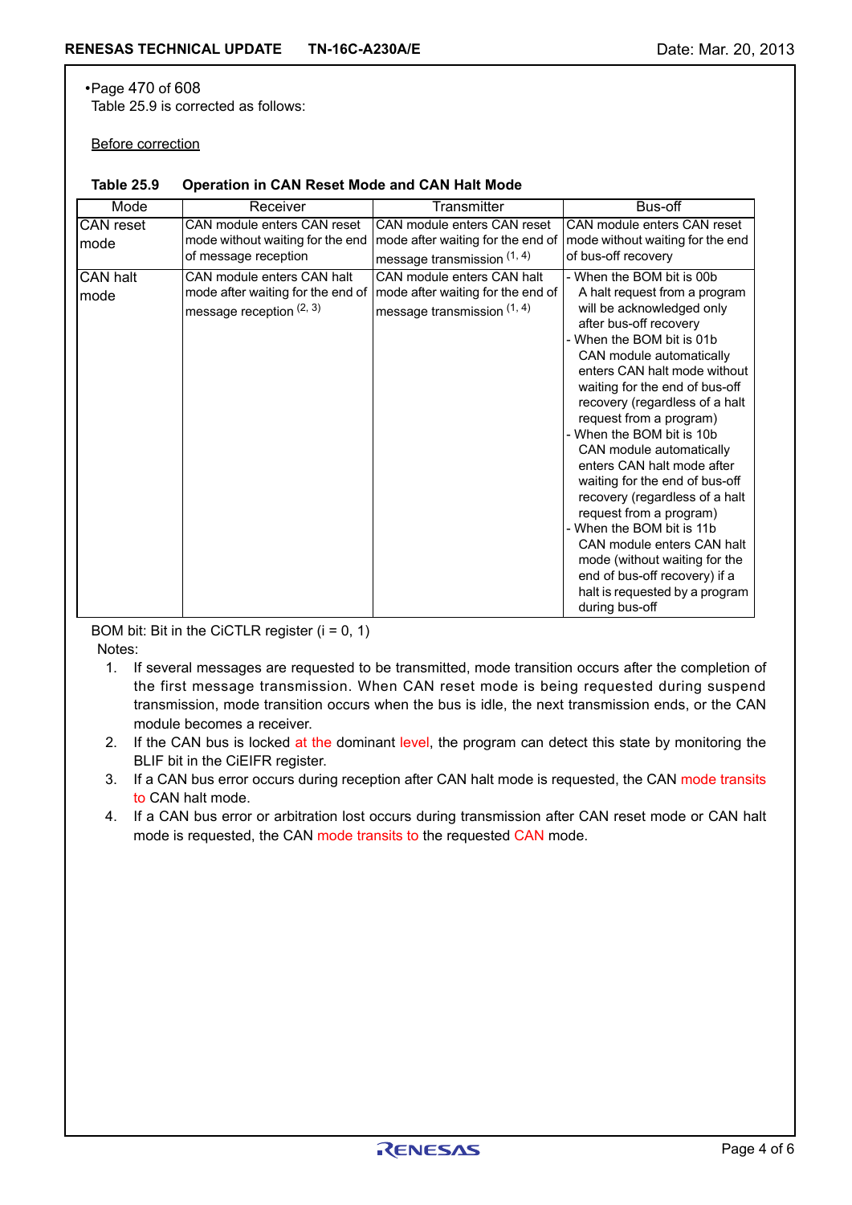•Page 470 of 608
Table 25.9 is corrected as follows:

Before correction

**Table 25.9 Operation in CAN Reset Mode and CAN Halt Mode**

| Mode | Receiver | Transmitter | Bus-off |
|---|---|---|---|
| CAN reset mode | CAN module enters CAN reset mode without waiting for the end of message reception | CAN module enters CAN reset mode after waiting for the end of message transmission (1, 4) | CAN module enters CAN reset mode without waiting for the end of bus-off recovery |
| CAN halt mode | CAN module enters CAN halt mode after waiting for the end of message reception (2, 3) | CAN module enters CAN halt mode after waiting for the end of message transmission (1, 4) | - When the BOM bit is 00b A halt request from a program will be acknowledged only after bus-off recovery<br>- When the BOM bit is 01b CAN module automatically enters CAN halt mode without waiting for the end of bus-off recovery (regardless of a halt request from a program)<br>- When the BOM bit is 10b CAN module automatically enters CAN halt mode after waiting for the end of bus-off recovery (regardless of a halt request from a program)<br>- When the BOM bit is 11b CAN module enters CAN halt mode (without waiting for the end of bus-off recovery) if a halt is requested by a program during bus-off |

BOM bit: Bit in the CiCTLR register (i = 0, 1)

Notes:

1. If several messages are requested to be transmitted, mode transition occurs after the completion of the first message transmission. When CAN reset mode is being requested during suspend transmission, mode transition occurs when the bus is idle, the next transmission ends, or the CAN module becomes a receiver.
2. If the CAN bus is locked at the dominant level, the program can detect this state by monitoring the BLIF bit in the CiEIFR register.
3. If a CAN bus error occurs during reception after CAN halt mode is requested, the CAN mode transits to CAN halt mode.
4. If a CAN bus error or arbitration lost occurs during transmission after CAN reset mode or CAN halt mode is requested, the CAN mode transits to the requested CAN mode.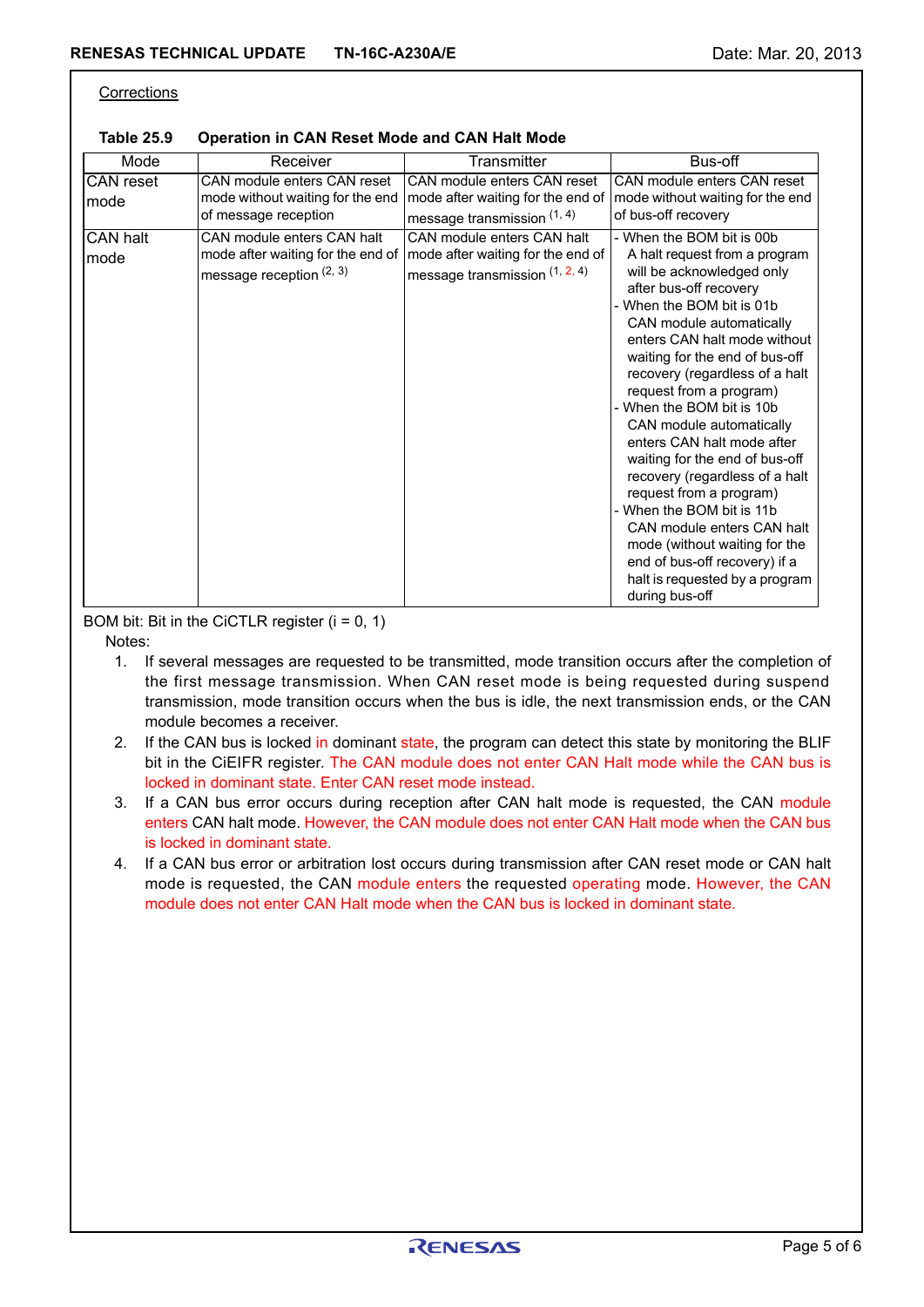Corrections

**Table 25.9 Operation in CAN Reset Mode and CAN Halt Mode**

| Mode | Receiver | Transmitter | Bus-off |
|---|---|---|---|
| CAN reset mode | CAN module enters CAN reset mode without waiting for the end of message reception | CAN module enters CAN reset mode after waiting for the end of message transmission (1, 4) | CAN module enters CAN reset mode without waiting for the end of bus-off recovery |
| CAN halt mode | CAN module enters CAN halt mode after waiting for the end of message reception (2, 3) | CAN module enters CAN halt mode after waiting for the end of message transmission (1, 2, 4) | - When the BOM bit is 00b A halt request from a program will be acknowledged only after bus-off recovery<br>- When the BOM bit is 01b CAN module automatically enters CAN halt mode without waiting for the end of bus-off recovery (regardless of a halt request from a program)<br>- When the BOM bit is 10b CAN module automatically enters CAN halt mode after waiting for the end of bus-off recovery (regardless of a halt request from a program)<br>- When the BOM bit is 11b CAN module enters CAN halt mode (without waiting for the end of bus-off recovery) if a halt is requested by a program during bus-off |

BOM bit: Bit in the CiCTLR register (i = 0, 1)

Notes:

1. If several messages are requested to be transmitted, mode transition occurs after the completion of the first message transmission. When CAN reset mode is being requested during suspend transmission, mode transition occurs when the bus is idle, the next transmission ends, or the CAN module becomes a receiver.
2. If the CAN bus is locked in dominant state, the program can detect this state by monitoring the BLIF bit in the CiEIFR register. The CAN module does not enter CAN Halt mode while the CAN bus is locked in dominant state. Enter CAN reset mode instead.
3. If a CAN bus error occurs during reception after CAN halt mode is requested, the CAN module enters CAN halt mode. However, the CAN module does not enter CAN Halt mode when the CAN bus is locked in dominant state.
4. If a CAN bus error or arbitration lost occurs during transmission after CAN reset mode or CAN halt mode is requested, the CAN module enters the requested operating mode. However, the CAN module does not enter CAN Halt mode when the CAN bus is locked in dominant state.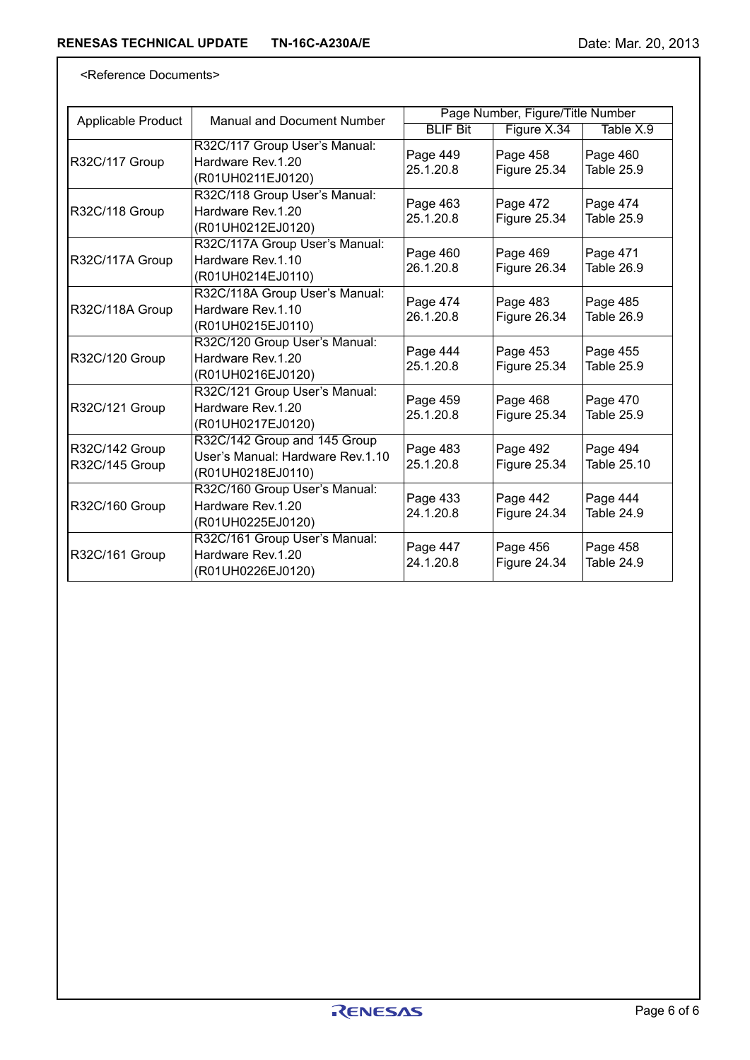<Reference Documents>

| Applicable Product | Manual and Document Number | Page Number, Figure/Title Number | | |
|---|---|---|---|---|
| | | BLIF Bit | Figure X.34 | Table X.9 |
| R32C/117 Group | R32C/117 Group User's Manual: Hardware Rev.1.20 (R01UH0211EJ0120) | Page 449 25.1.20.8 | Page 458 Figure 25.34 | Page 460 Table 25.9 |
| R32C/118 Group | R32C/118 Group User's Manual: Hardware Rev.1.20 (R01UH0212EJ0120) | Page 463 25.1.20.8 | Page 472 Figure 25.34 | Page 474 Table 25.9 |
| R32C/117A Group | R32C/117A Group User's Manual: Hardware Rev.1.10 (R01UH0214EJ0110) | Page 460 26.1.20.8 | Page 469 Figure 26.34 | Page 471 Table 26.9 |
| R32C/118A Group | R32C/118A Group User's Manual: Hardware Rev.1.10 (R01UH0215EJ0110) | Page 474 26.1.20.8 | Page 483 Figure 26.34 | Page 485 Table 26.9 |
| R32C/120 Group | R32C/120 Group User's Manual: Hardware Rev.1.20 (R01UH0216EJ0120) | Page 444 25.1.20.8 | Page 453 Figure 25.34 | Page 455 Table 25.9 |
| R32C/121 Group | R32C/121 Group User's Manual: Hardware Rev.1.20 (R01UH0217EJ0120) | Page 459 25.1.20.8 | Page 468 Figure 25.34 | Page 470 Table 25.9 |
| R32C/142 Group R32C/145 Group | R32C/142 Group and 145 Group User's Manual: Hardware Rev.1.10 (R01UH0218EJ0110) | Page 483 25.1.20.8 | Page 492 Figure 25.34 | Page 494 Table 25.10 |
| R32C/160 Group | R32C/160 Group User's Manual: Hardware Rev.1.20 (R01UH0225EJ0120) | Page 433 24.1.20.8 | Page 442 Figure 24.34 | Page 444 Table 24.9 |
| R32C/161 Group | R32C/161 Group User's Manual: Hardware Rev.1.20 (R01UH0226EJ0120) | Page 447 24.1.20.8 | Page 456 Figure 24.34 | Page 458 Table 24.9 |